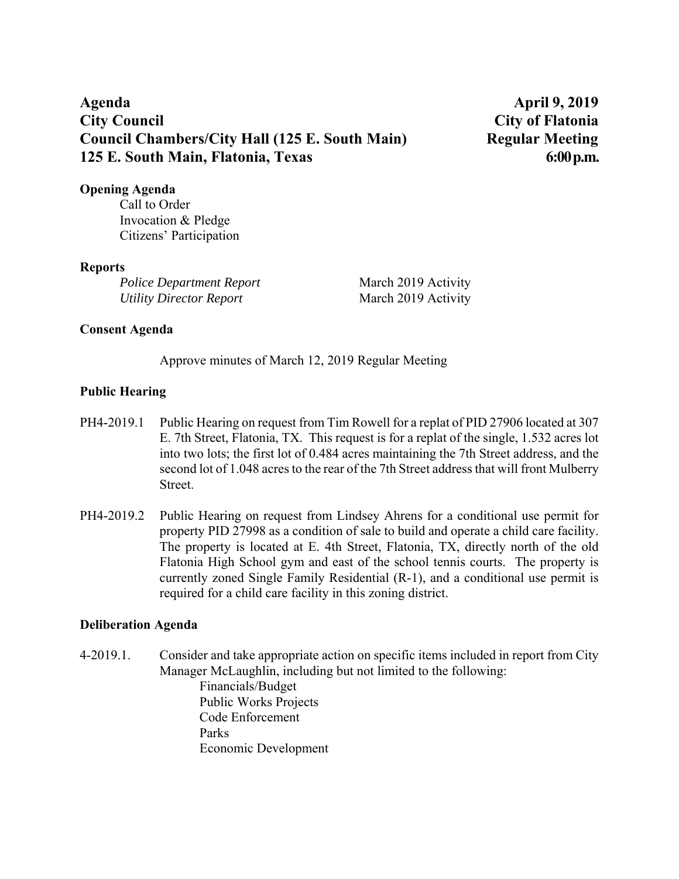**Agenda** **April 9, 2019**
**City Council** **City of Flatonia**
**Council Chambers/City Hall (125 E. South Main)** **Regular Meeting**
**125 E. South Main, Flatonia, Texas** **6:00 p.m.**

**Opening Agenda**

Call to Order
Invocation & Pledge
Citizens' Participation

**Reports**

| | |
|---|---|
| *Police Department Report* | March 2019 Activity |
| *Utility Director Report* | March 2019 Activity |

**Consent Agenda**

Approve minutes of March 12, 2019 Regular Meeting

**Public Hearing**

PH4-2019.1 Public Hearing on request from Tim Rowell for a replat of PID 27906 located at 307 E. 7th Street, Flatonia, TX. This request is for a replat of the single, 1.532 acres lot into two lots; the first lot of 0.484 acres maintaining the 7th Street address, and the second lot of 1.048 acres to the rear of the 7th Street address that will front Mulberry Street.

PH4-2019.2 Public Hearing on request from Lindsey Ahrens for a conditional use permit for property PID 27998 as a condition of sale to build and operate a child care facility. The property is located at E. 4th Street, Flatonia, TX, directly north of the old Flatonia High School gym and east of the school tennis courts. The property is currently zoned Single Family Residential (R-1), and a conditional use permit is required for a child care facility in this zoning district.

**Deliberation Agenda**

4-2019.1. Consider and take appropriate action on specific items included in report from City Manager McLaughlin, including but not limited to the following:

- Financials/Budget
- Public Works Projects
- Code Enforcement
- Parks
- Economic Development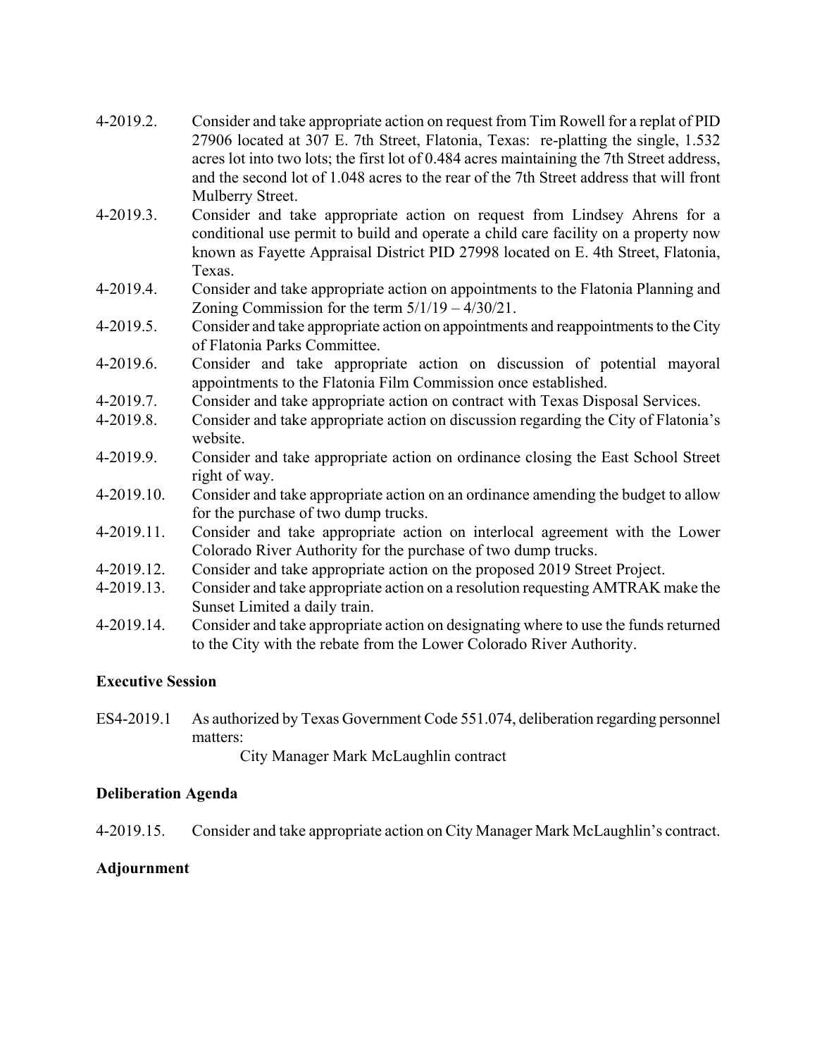4-2019.2. Consider and take appropriate action on request from Tim Rowell for a replat of PID 27906 located at 307 E. 7th Street, Flatonia, Texas: re-platting the single, 1.532 acres lot into two lots; the first lot of 0.484 acres maintaining the 7th Street address, and the second lot of 1.048 acres to the rear of the 7th Street address that will front Mulberry Street.

4-2019.3. Consider and take appropriate action on request from Lindsey Ahrens for a conditional use permit to build and operate a child care facility on a property now known as Fayette Appraisal District PID 27998 located on E. 4th Street, Flatonia, Texas.

4-2019.4. Consider and take appropriate action on appointments to the Flatonia Planning and Zoning Commission for the term 5/1/19 – 4/30/21.

4-2019.5. Consider and take appropriate action on appointments and reappointments to the City of Flatonia Parks Committee.

4-2019.6. Consider and take appropriate action on discussion of potential mayoral appointments to the Flatonia Film Commission once established.

4-2019.7. Consider and take appropriate action on contract with Texas Disposal Services.

4-2019.8. Consider and take appropriate action on discussion regarding the City of Flatonia's website.

4-2019.9. Consider and take appropriate action on ordinance closing the East School Street right of way.

4-2019.10. Consider and take appropriate action on an ordinance amending the budget to allow for the purchase of two dump trucks.

4-2019.11. Consider and take appropriate action on interlocal agreement with the Lower Colorado River Authority for the purchase of two dump trucks.

4-2019.12. Consider and take appropriate action on the proposed 2019 Street Project.

4-2019.13. Consider and take appropriate action on a resolution requesting AMTRAK make the Sunset Limited a daily train.

4-2019.14. Consider and take appropriate action on designating where to use the funds returned to the City with the rebate from the Lower Colorado River Authority.

**Executive Session**

ES4-2019.1 As authorized by Texas Government Code 551.074, deliberation regarding personnel matters:

City Manager Mark McLaughlin contract

**Deliberation Agenda**

4-2019.15. Consider and take appropriate action on City Manager Mark McLaughlin's contract.

**Adjournment**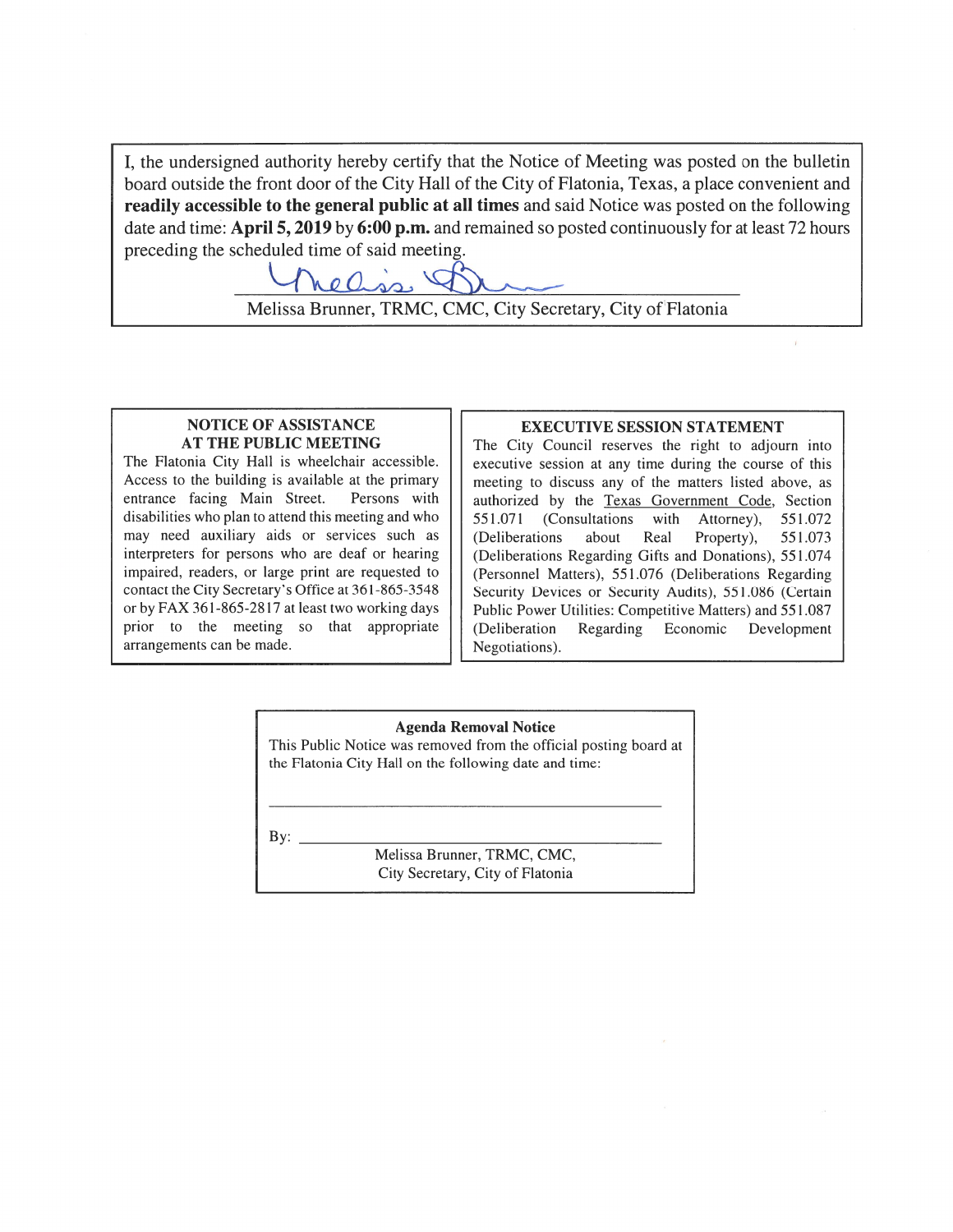I, the undersigned authority hereby certify that the Notice of Meeting was posted on the bulletin board outside the front door of the City Hall of the City of Flatonia, Texas, a place convenient and **readily accessible to the general public at all times** and said Notice was posted on the following date and time: **April 5, 2019** by **6:00 p.m.** and remained so posted continuously for at least 72 hours preceding the scheduled time of said meeting.

Melissa Brunner, TRMC, CMC, City Secretary, City of Flatonia

**NOTICE OF ASSISTANCE AT THE PUBLIC MEETING**

The Flatonia City Hall is wheelchair accessible. Access to the building is available at the primary entrance facing Main Street. Persons with disabilities who plan to attend this meeting and who may need auxiliary aids or services such as interpreters for persons who are deaf or hearing impaired, readers, or large print are requested to contact the City Secretary's Office at 361-865-3548 or by FAX 361-865-2817 at least two working days prior to the meeting so that appropriate arrangements can be made.

**EXECUTIVE SESSION STATEMENT**

The City Council reserves the right to adjourn into executive session at any time during the course of this meeting to discuss any of the matters listed above, as authorized by the Texas Government Code, Section 551.071 (Consultations with Attorney), 551.072 (Deliberations about Real Property), 551.073 (Deliberations Regarding Gifts and Donations), 551.074 (Personnel Matters), 551.076 (Deliberations Regarding Security Devices or Security Audits), 551.086 (Certain Public Power Utilities: Competitive Matters) and 551.087 (Deliberation Regarding Economic Development Negotiations).

**Agenda Removal Notice**

This Public Notice was removed from the official posting board at the Flatonia City Hall on the following date and time:

\_\_\_\_\_\_\_\_\_\_\_\_\_\_\_\_\_\_\_\_\_\_\_\_\_\_\_\_\_\_\_\_\_\_\_\_\_\_\_\_

By: \_\_\_\_\_\_\_\_\_\_\_\_\_\_\_\_\_\_\_\_\_\_\_\_\_\_\_\_\_\_\_\_\_\_\_\_\_\_

Melissa Brunner, TRMC, CMC,
City Secretary, City of Flatonia